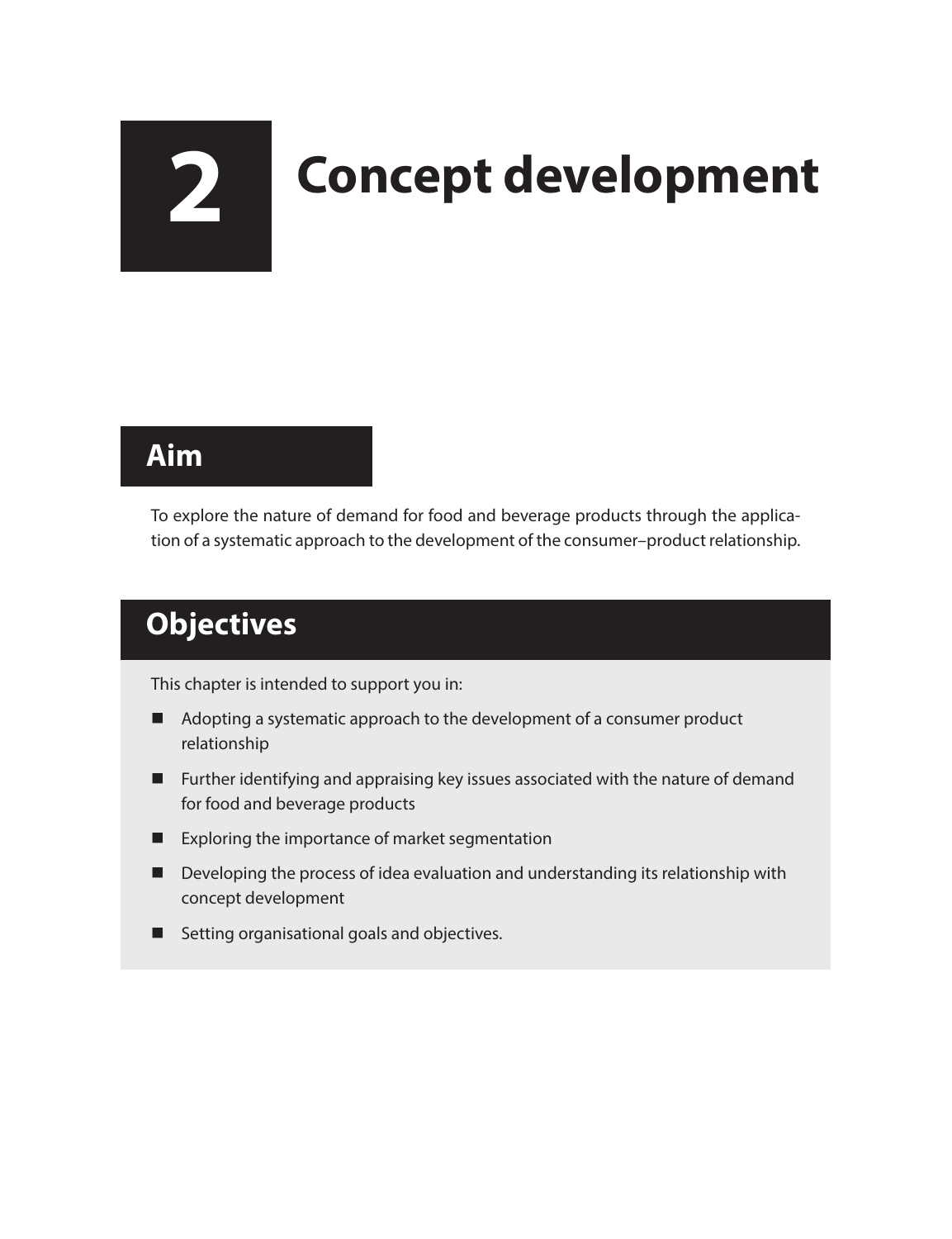# 2 Concept development

## Aim

To explore the nature of demand for food and beverage products through the application of a systematic approach to the development of the consumer–product relationship.

## Objectives

This chapter is intended to support you in:

- Adopting a systematic approach to the development of a consumer product relationship
- Further identifying and appraising key issues associated with the nature of demand for food and beverage products
- Exploring the importance of market segmentation
- Developing the process of idea evaluation and understanding its relationship with concept development
- Setting organisational goals and objectives.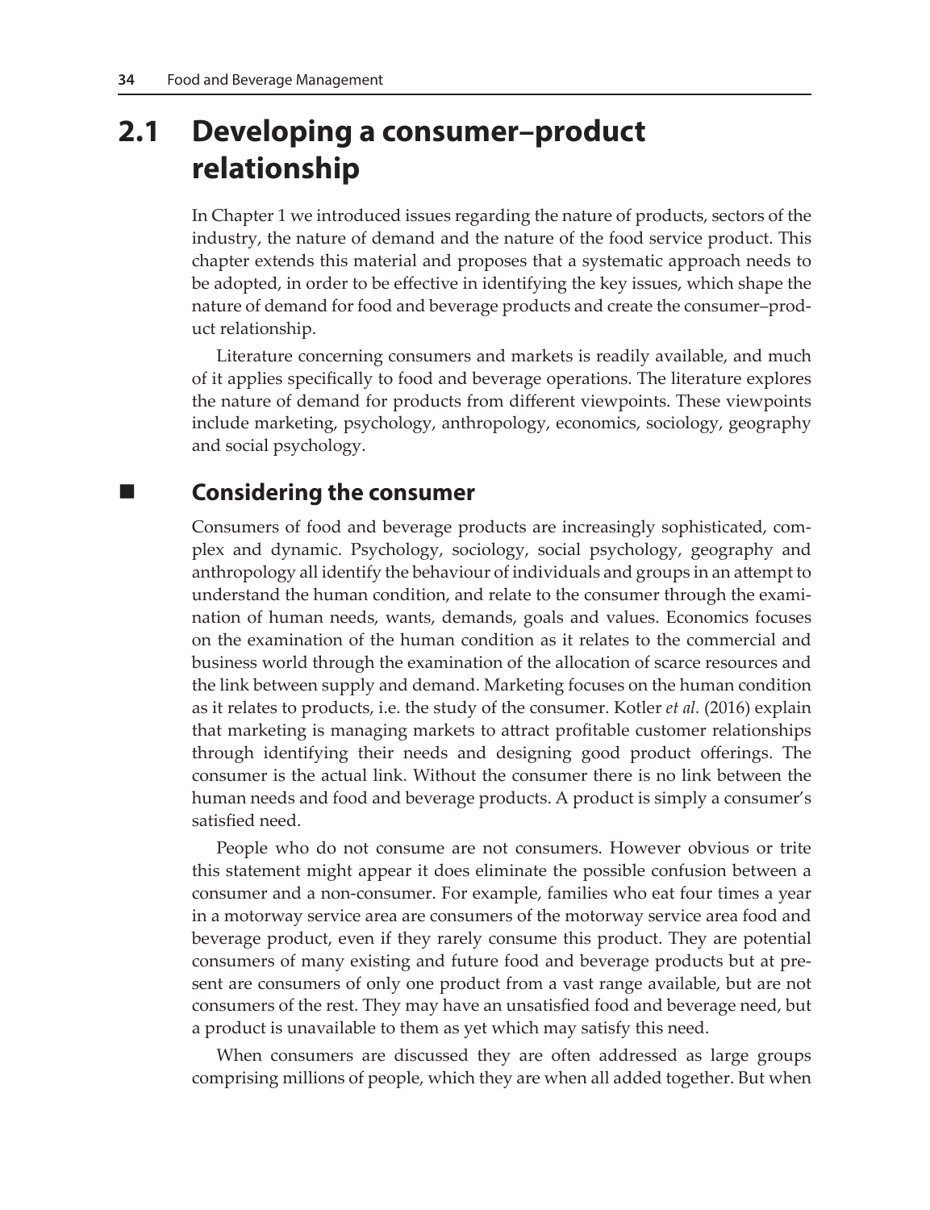## 2.1 Developing a consumer–product relationship

In Chapter 1 we introduced issues regarding the nature of products, sectors of the industry, the nature of demand and the nature of the food service product. This chapter extends this material and proposes that a systematic approach needs to be adopted, in order to be effective in identifying the key issues, which shape the nature of demand for food and beverage products and create the consumer–product relationship.

Literature concerning consumers and markets is readily available, and much of it applies specifically to food and beverage operations. The literature explores the nature of demand for products from different viewpoints. These viewpoints include marketing, psychology, anthropology, economics, sociology, geography and social psychology.

### Considering the consumer

Consumers of food and beverage products are increasingly sophisticated, complex and dynamic. Psychology, sociology, social psychology, geography and anthropology all identify the behaviour of individuals and groups in an attempt to understand the human condition, and relate to the consumer through the examination of human needs, wants, demands, goals and values. Economics focuses on the examination of the human condition as it relates to the commercial and business world through the examination of the allocation of scarce resources and the link between supply and demand. Marketing focuses on the human condition as it relates to products, i.e. the study of the consumer. Kotler *et al.* (2016) explain that marketing is managing markets to attract profitable customer relationships through identifying their needs and designing good product offerings. The consumer is the actual link. Without the consumer there is no link between the human needs and food and beverage products. A product is simply a consumer's satisfied need.

People who do not consume are not consumers. However obvious or trite this statement might appear it does eliminate the possible confusion between a consumer and a non-consumer. For example, families who eat four times a year in a motorway service area are consumers of the motorway service area food and beverage product, even if they rarely consume this product. They are potential consumers of many existing and future food and beverage products but at present are consumers of only one product from a vast range available, but are not consumers of the rest. They may have an unsatisfied food and beverage need, but a product is unavailable to them as yet which may satisfy this need.

When consumers are discussed they are often addressed as large groups comprising millions of people, which they are when all added together. But when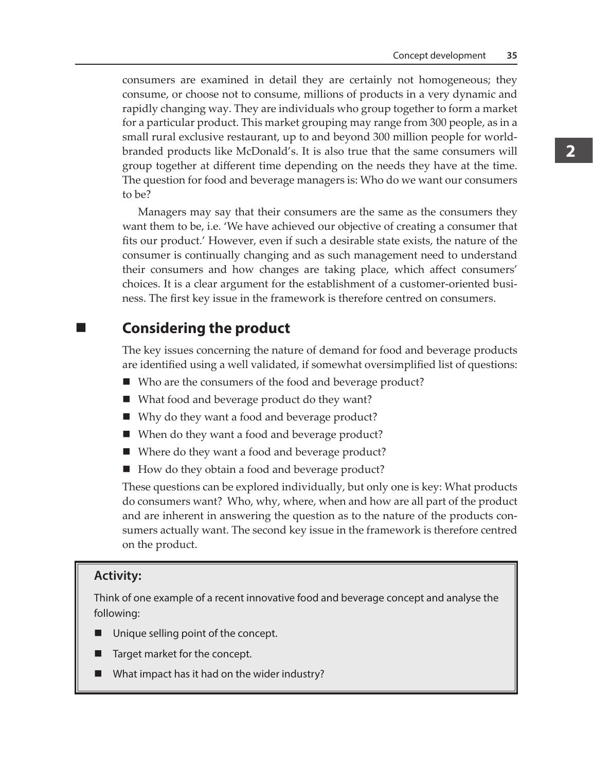consumers are examined in detail they are certainly not homogeneous; they consume, or choose not to consume, millions of products in a very dynamic and rapidly changing way. They are individuals who group together to form a market for a particular product. This market grouping may range from 300 people, as in a small rural exclusive restaurant, up to and beyond 300 million people for world-branded products like McDonald's. It is also true that the same consumers will group together at different time depending on the needs they have at the time. The question for food and beverage managers is: Who do we want our consumers to be?

Managers may say that their consumers are the same as the consumers they want them to be, i.e. 'We have achieved our objective of creating a consumer that fits our product.' However, even if such a desirable state exists, the nature of the consumer is continually changing and as such management need to understand their consumers and how changes are taking place, which affect consumers' choices. It is a clear argument for the establishment of a customer-oriented business. The first key issue in the framework is therefore centred on consumers.

## Considering the product

The key issues concerning the nature of demand for food and beverage products are identified using a well validated, if somewhat oversimplified list of questions:

- Who are the consumers of the food and beverage product?
- What food and beverage product do they want?
- Why do they want a food and beverage product?
- When do they want a food and beverage product?
- Where do they want a food and beverage product?
- How do they obtain a food and beverage product?

These questions can be explored individually, but only one is key: What products do consumers want? Who, why, where, when and how are all part of the product and are inherent in answering the question as to the nature of the products consumers actually want. The second key issue in the framework is therefore centred on the product.

**Activity:**

Think of one example of a recent innovative food and beverage concept and analyse the following:

- Unique selling point of the concept.
- Target market for the concept.
- What impact has it had on the wider industry?